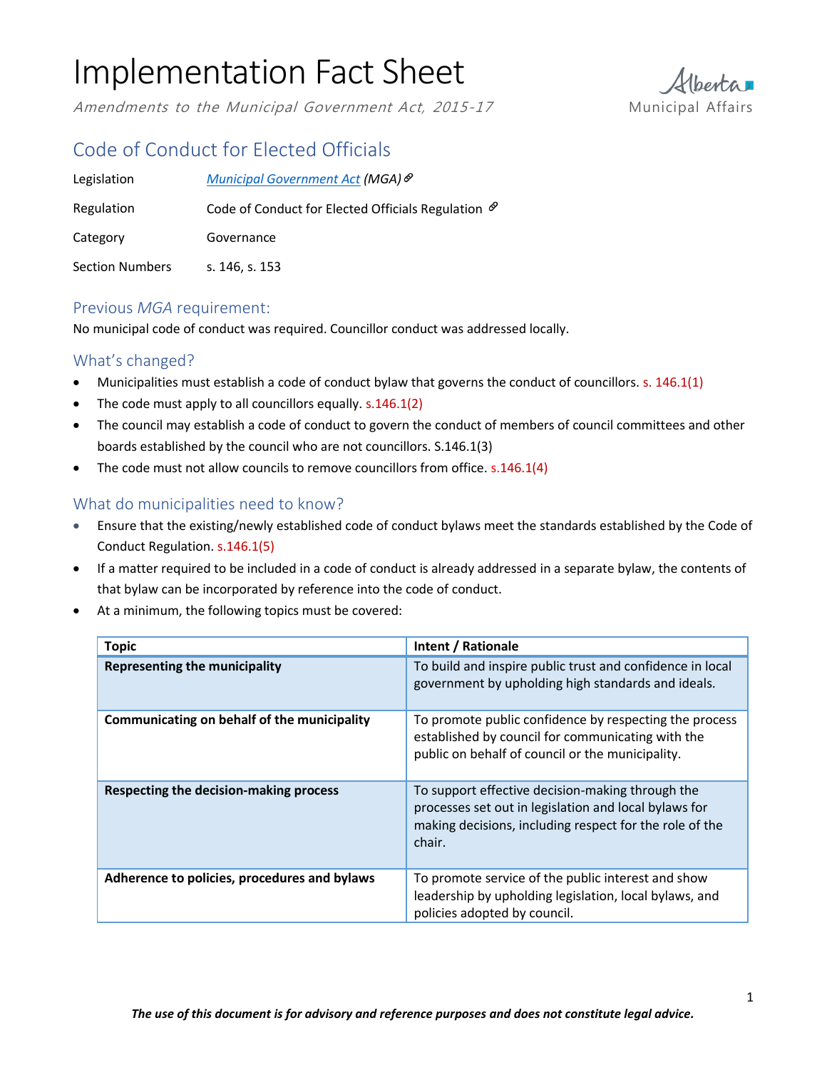# Implementation Fact Sheet

*Amendments to the Municipal Government Act, 2015-17*

Alberta Municipal Affairs

## Code of Conduct for Elected Officials

| | |
|---|---|
| Legislation | *Municipal Government Act (MGA)* |
| Regulation | Code of Conduct for Elected Officials Regulation |
| Category | Governance |
| Section Numbers | s. 146, s. 153 |

### Previous *MGA* requirement:

No municipal code of conduct was required. Councillor conduct was addressed locally.

### What's changed?

- Municipalities must establish a code of conduct bylaw that governs the conduct of councillors. s. 146.1(1)
- The code must apply to all councillors equally. s.146.1(2)
- The council may establish a code of conduct to govern the conduct of members of council committees and other boards established by the council who are not councillors. S.146.1(3)
- The code must not allow councils to remove councillors from office. s.146.1(4)

### What do municipalities need to know?

- Ensure that the existing/newly established code of conduct bylaws meet the standards established by the Code of Conduct Regulation. s.146.1(5)
- If a matter required to be included in a code of conduct is already addressed in a separate bylaw, the contents of that bylaw can be incorporated by reference into the code of conduct.
- At a minimum, the following topics must be covered:

| Topic | Intent / Rationale |
|---|---|
| **Representing the municipality** | To build and inspire public trust and confidence in local government by upholding high standards and ideals. |
| **Communicating on behalf of the municipality** | To promote public confidence by respecting the process established by council for communicating with the public on behalf of council or the municipality. |
| **Respecting the decision-making process** | To support effective decision-making through the processes set out in legislation and local bylaws for making decisions, including respect for the role of the chair. |
| **Adherence to policies, procedures and bylaws** | To promote service of the public interest and show leadership by upholding legislation, local bylaws, and policies adopted by council. |

***The use of this document is for advisory and reference purposes and does not constitute legal advice.***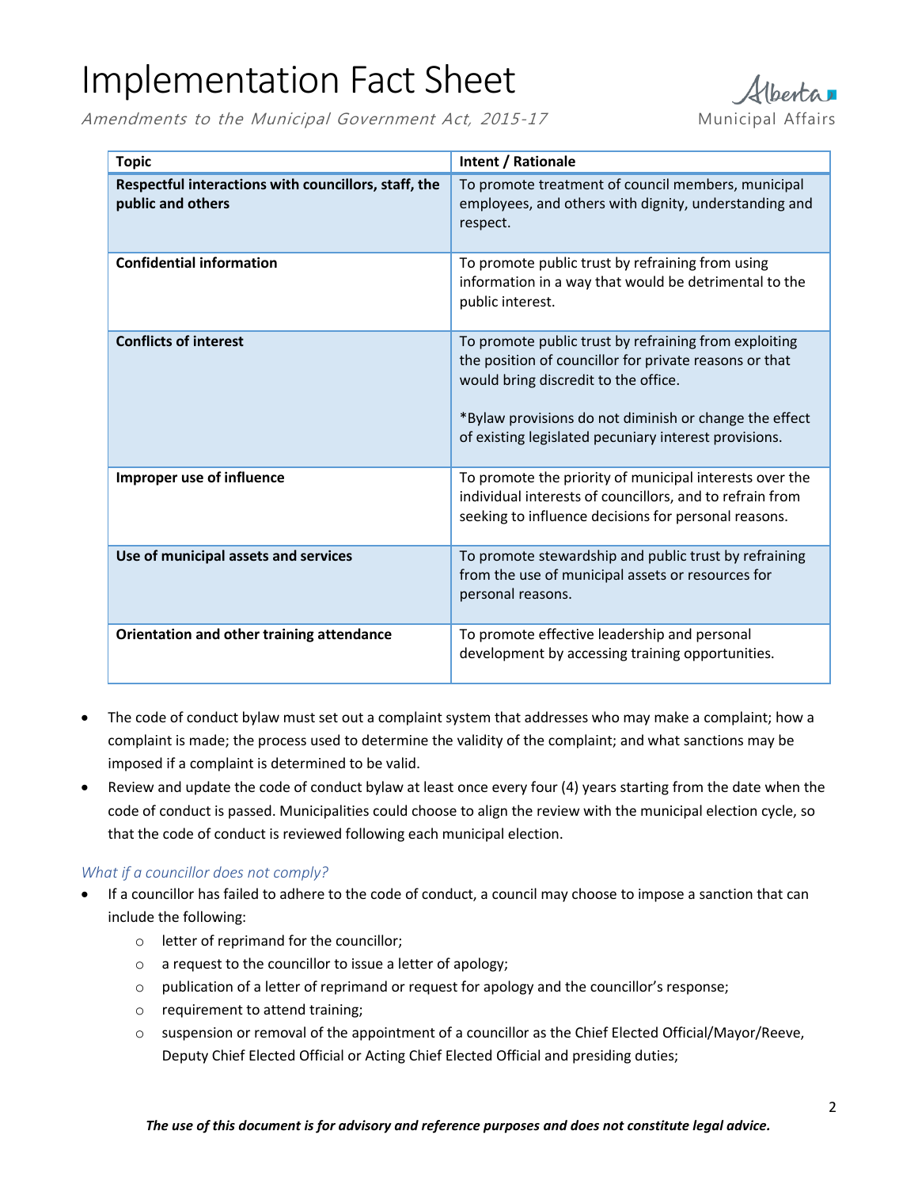| Topic | Intent / Rationale |
|---|---|
| **Respectful interactions with councillors, staff, the public and others** | To promote treatment of council members, municipal employees, and others with dignity, understanding and respect. |
| **Confidential information** | To promote public trust by refraining from using information in a way that would be detrimental to the public interest. |
| **Conflicts of interest** | To promote public trust by refraining from exploiting the position of councillor for private reasons or that would bring discredit to the office.<br><br>*Bylaw provisions do not diminish or change the effect of existing legislated pecuniary interest provisions. |
| **Improper use of influence** | To promote the priority of municipal interests over the individual interests of councillors, and to refrain from seeking to influence decisions for personal reasons. |
| **Use of municipal assets and services** | To promote stewardship and public trust by refraining from the use of municipal assets or resources for personal reasons. |
| **Orientation and other training attendance** | To promote effective leadership and personal development by accessing training opportunities. |

- The code of conduct bylaw must set out a complaint system that addresses who may make a complaint; how a complaint is made; the process used to determine the validity of the complaint; and what sanctions may be imposed if a complaint is determined to be valid.
- Review and update the code of conduct bylaw at least once every four (4) years starting from the date when the code of conduct is passed. Municipalities could choose to align the review with the municipal election cycle, so that the code of conduct is reviewed following each municipal election.

### *What if a councillor does not comply?*

- If a councillor has failed to adhere to the code of conduct, a council may choose to impose a sanction that can include the following:
  - letter of reprimand for the councillor;
  - a request to the councillor to issue a letter of apology;
  - publication of a letter of reprimand or request for apology and the councillor's response;
  - requirement to attend training;
  - suspension or removal of the appointment of a councillor as the Chief Elected Official/Mayor/Reeve, Deputy Chief Elected Official or Acting Chief Elected Official and presiding duties;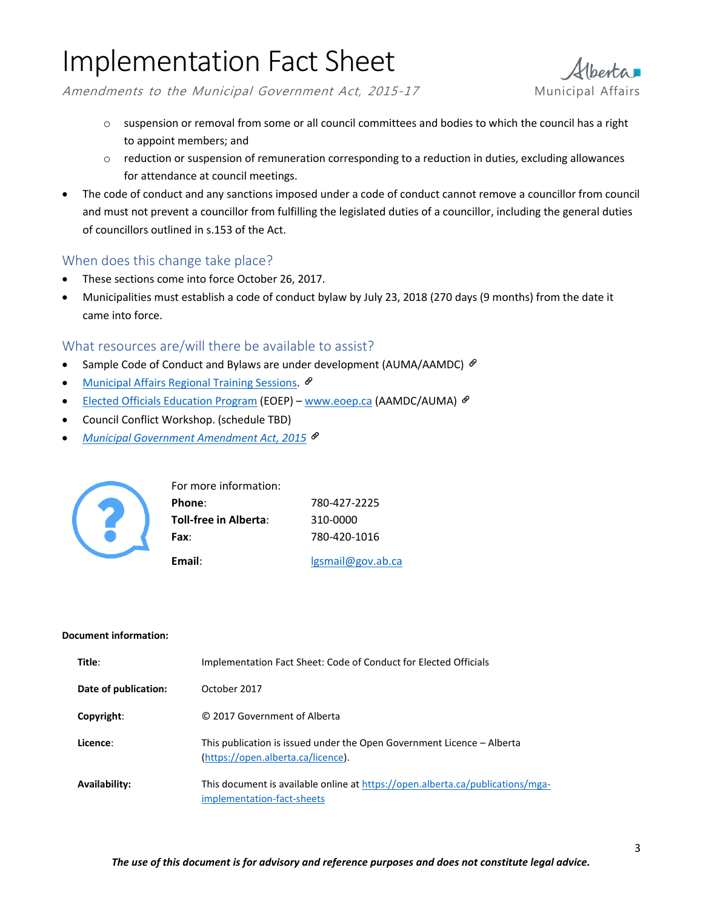- suspension or removal from some or all council committees and bodies to which the council has a right to appoint members; and
    - reduction or suspension of remuneration corresponding to a reduction in duties, excluding allowances for attendance at council meetings.
- The code of conduct and any sanctions imposed under a code of conduct cannot remove a councillor from council and must not prevent a councillor from fulfilling the legislated duties of a councillor, including the general duties of councillors outlined in s.153 of the Act.

## When does this change take place?

- These sections come into force October 26, 2017.
- Municipalities must establish a code of conduct bylaw by July 23, 2018 (270 days (9 months) from the date it came into force.

## What resources are/will there be available to assist?

- Sample Code of Conduct and Bylaws are under development (AUMA/AAMDC)
- Municipal Affairs Regional Training Sessions.
- Elected Officials Education Program (EOEP) – www.eoep.ca (AAMDC/AUMA)
- Council Conflict Workshop. (schedule TBD)
- *Municipal Government Amendment Act, 2015*

For more information:

| | |
|---|---|
| **Phone**: | 780-427-2225 |
| **Toll-free in Alberta**: | 310-0000 |
| **Fax**: | 780-420-1016 |
| **Email**: | lgsmail@gov.ab.ca |

**Document information:**

| | |
|---|---|
| **Title**: | Implementation Fact Sheet: Code of Conduct for Elected Officials |
| **Date of publication:** | October 2017 |
| **Copyright**: | © 2017 Government of Alberta |
| **Licence**: | This publication is issued under the Open Government Licence – Alberta (https://open.alberta.ca/licence). |
| **Availability:** | This document is available online at https://open.alberta.ca/publications/mga-implementation-fact-sheets |

***The use of this document is for advisory and reference purposes and does not constitute legal advice.***